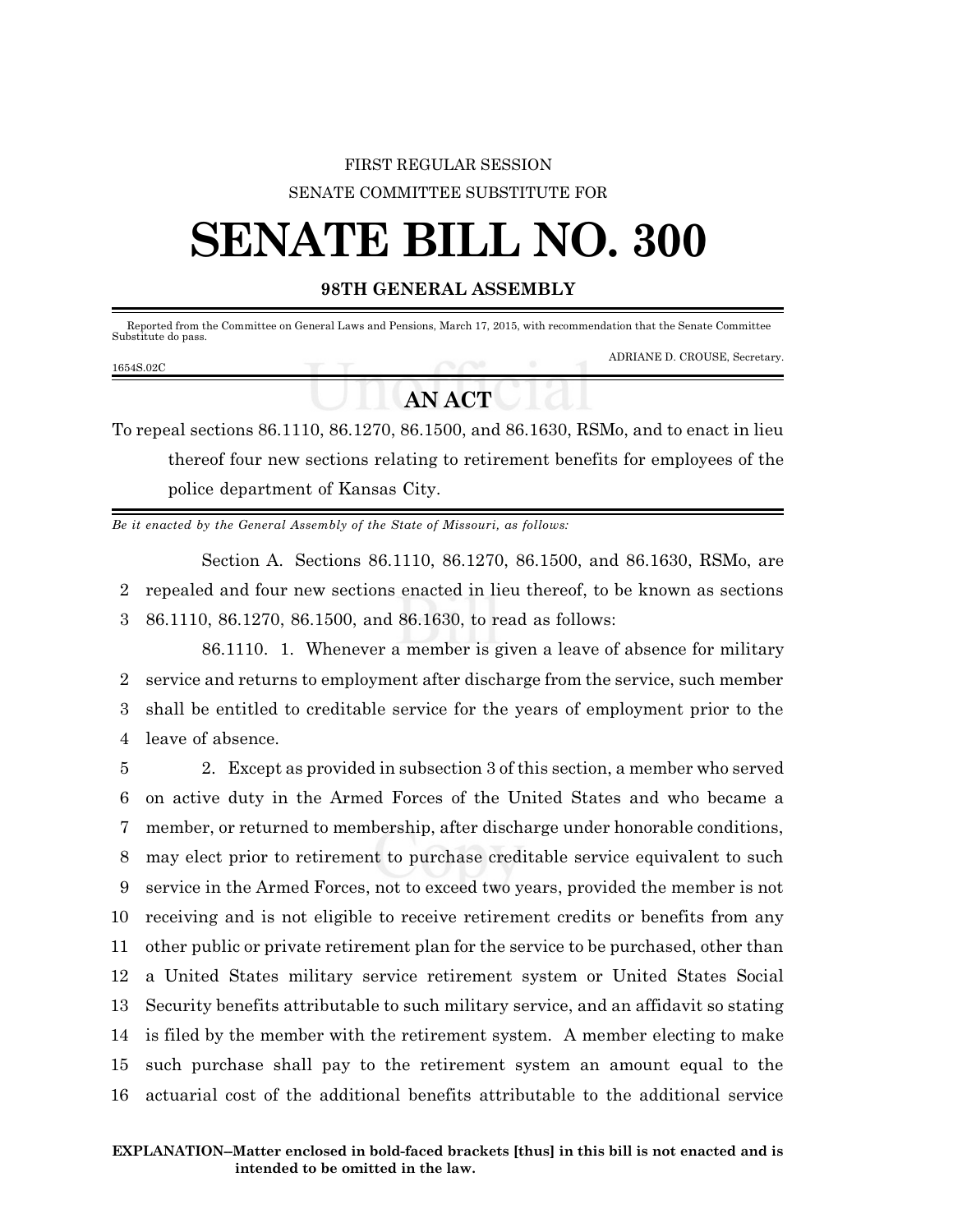FIRST REGULAR SESSION

SENATE COMMITTEE SUBSTITUTE FOR

# SENATE BILL NO. 300

## 98TH GENERAL ASSEMBLY

Reported from the Committee on General Laws and Pensions, March 17, 2015, with recommendation that the Senate Committee Substitute do pass.

ADRIANE D. CROUSE, Secretary.

1654S.02C

## AN ACT

To repeal sections 86.1110, 86.1270, 86.1500, and 86.1630, RSMo, and to enact in lieu thereof four new sections relating to retirement benefits for employees of the police department of Kansas City.

*Be it enacted by the General Assembly of the State of Missouri, as follows:*

Section A. Sections 86.1110, 86.1270, 86.1500, and 86.1630, RSMo, are repealed and four new sections enacted in lieu thereof, to be known as sections 86.1110, 86.1270, 86.1500, and 86.1630, to read as follows:

86.1110. 1. Whenever a member is given a leave of absence for military service and returns to employment after discharge from the service, such member shall be entitled to creditable service for the years of employment prior to the leave of absence.

2. Except as provided in subsection 3 of this section, a member who served on active duty in the Armed Forces of the United States and who became a member, or returned to membership, after discharge under honorable conditions, may elect prior to retirement to purchase creditable service equivalent to such service in the Armed Forces, not to exceed two years, provided the member is not receiving and is not eligible to receive retirement credits or benefits from any other public or private retirement plan for the service to be purchased, other than a United States military service retirement system or United States Social Security benefits attributable to such military service, and an affidavit so stating is filed by the member with the retirement system. A member electing to make such purchase shall pay to the retirement system an amount equal to the actuarial cost of the additional benefits attributable to the additional service

**EXPLANATION–Matter enclosed in bold-faced brackets [thus] in this bill is not enacted and is intended to be omitted in the law.**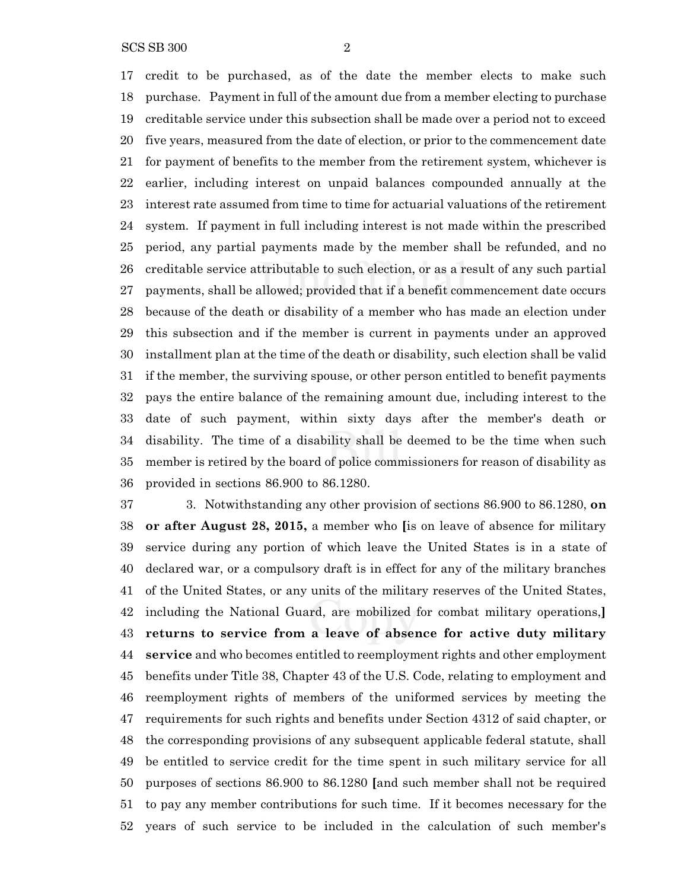credit to be purchased, as of the date the member elects to make such purchase. Payment in full of the amount due from a member electing to purchase creditable service under this subsection shall be made over a period not to exceed five years, measured from the date of election, or prior to the commencement date for payment of benefits to the member from the retirement system, whichever is earlier, including interest on unpaid balances compounded annually at the interest rate assumed from time to time for actuarial valuations of the retirement system. If payment in full including interest is not made within the prescribed period, any partial payments made by the member shall be refunded, and no creditable service attributable to such election, or as a result of any such partial payments, shall be allowed; provided that if a benefit commencement date occurs because of the death or disability of a member who has made an election under this subsection and if the member is current in payments under an approved installment plan at the time of the death or disability, such election shall be valid if the member, the surviving spouse, or other person entitled to benefit payments pays the entire balance of the remaining amount due, including interest to the date of such payment, within sixty days after the member's death or disability. The time of a disability shall be deemed to be the time when such member is retired by the board of police commissioners for reason of disability as provided in sections 86.900 to 86.1280.

3. Notwithstanding any other provision of sections 86.900 to 86.1280, **on or after August 28, 2015,** a member who **[**is on leave of absence for military service during any portion of which leave the United States is in a state of declared war, or a compulsory draft is in effect for any of the military branches of the United States, or any units of the military reserves of the United States, including the National Guard, are mobilized for combat military operations,**]** **returns to service from a leave of absence for active duty military service** and who becomes entitled to reemployment rights and other employment benefits under Title 38, Chapter 43 of the U.S. Code, relating to employment and reemployment rights of members of the uniformed services by meeting the requirements for such rights and benefits under Section 4312 of said chapter, or the corresponding provisions of any subsequent applicable federal statute, shall be entitled to service credit for the time spent in such military service for all purposes of sections 86.900 to 86.1280 **[**and such member shall not be required to pay any member contributions for such time. If it becomes necessary for the years of such service to be included in the calculation of such member's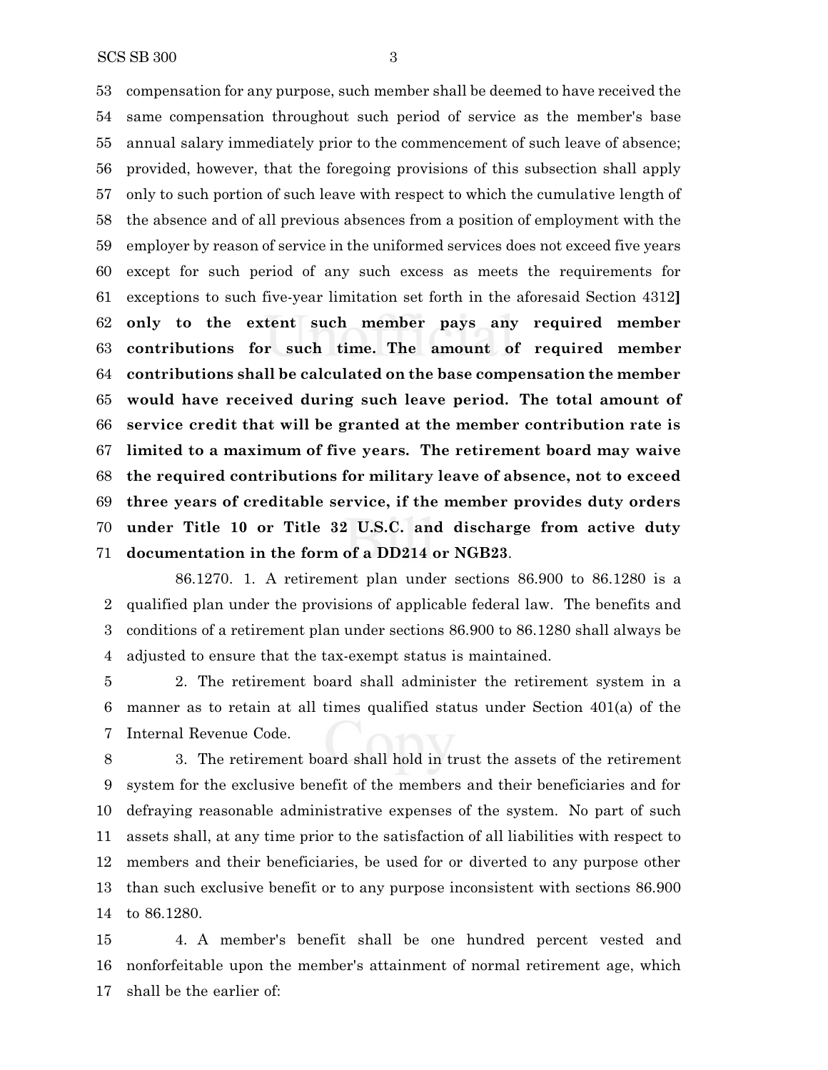compensation for any purpose, such member shall be deemed to have received the same compensation throughout such period of service as the member's base annual salary immediately prior to the commencement of such leave of absence; provided, however, that the foregoing provisions of this subsection shall apply only to such portion of such leave with respect to which the cumulative length of the absence and of all previous absences from a position of employment with the employer by reason of service in the uniformed services does not exceed five years except for such period of any such excess as meets the requirements for exceptions to such five-year limitation set forth in the aforesaid Section 4312] **only to the extent such member pays any required member contributions for such time. The amount of required member contributions shall be calculated on the base compensation the member would have received during such leave period. The total amount of service credit that will be granted at the member contribution rate is limited to a maximum of five years. The retirement board may waive the required contributions for military leave of absence, not to exceed three years of creditable service, if the member provides duty orders under Title 10 or Title 32 U.S.C. and discharge from active duty documentation in the form of a DD214 or NGB23**.

86.1270. 1. A retirement plan under sections 86.900 to 86.1280 is a qualified plan under the provisions of applicable federal law. The benefits and conditions of a retirement plan under sections 86.900 to 86.1280 shall always be adjusted to ensure that the tax-exempt status is maintained.

2. The retirement board shall administer the retirement system in a manner as to retain at all times qualified status under Section 401(a) of the Internal Revenue Code.

3. The retirement board shall hold in trust the assets of the retirement system for the exclusive benefit of the members and their beneficiaries and for defraying reasonable administrative expenses of the system. No part of such assets shall, at any time prior to the satisfaction of all liabilities with respect to members and their beneficiaries, be used for or diverted to any purpose other than such exclusive benefit or to any purpose inconsistent with sections 86.900 to 86.1280.

4. A member's benefit shall be one hundred percent vested and nonforfeitable upon the member's attainment of normal retirement age, which shall be the earlier of: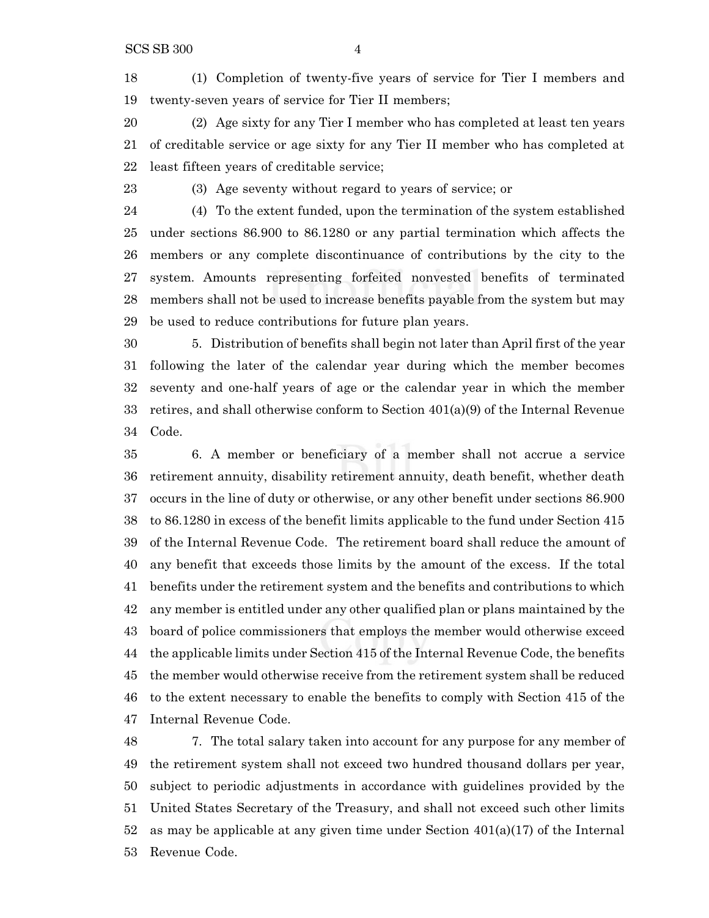(1) Completion of twenty-five years of service for Tier I members and twenty-seven years of service for Tier II members;

(2) Age sixty for any Tier I member who has completed at least ten years of creditable service or age sixty for any Tier II member who has completed at least fifteen years of creditable service;

(3) Age seventy without regard to years of service; or

(4) To the extent funded, upon the termination of the system established under sections 86.900 to 86.1280 or any partial termination which affects the members or any complete discontinuance of contributions by the city to the system. Amounts representing forfeited nonvested benefits of terminated members shall not be used to increase benefits payable from the system but may be used to reduce contributions for future plan years.

5. Distribution of benefits shall begin not later than April first of the year following the later of the calendar year during which the member becomes seventy and one-half years of age or the calendar year in which the member retires, and shall otherwise conform to Section 401(a)(9) of the Internal Revenue Code.

6. A member or beneficiary of a member shall not accrue a service retirement annuity, disability retirement annuity, death benefit, whether death occurs in the line of duty or otherwise, or any other benefit under sections 86.900 to 86.1280 in excess of the benefit limits applicable to the fund under Section 415 of the Internal Revenue Code. The retirement board shall reduce the amount of any benefit that exceeds those limits by the amount of the excess. If the total benefits under the retirement system and the benefits and contributions to which any member is entitled under any other qualified plan or plans maintained by the board of police commissioners that employs the member would otherwise exceed the applicable limits under Section 415 of the Internal Revenue Code, the benefits the member would otherwise receive from the retirement system shall be reduced to the extent necessary to enable the benefits to comply with Section 415 of the Internal Revenue Code.

7. The total salary taken into account for any purpose for any member of the retirement system shall not exceed two hundred thousand dollars per year, subject to periodic adjustments in accordance with guidelines provided by the United States Secretary of the Treasury, and shall not exceed such other limits as may be applicable at any given time under Section 401(a)(17) of the Internal Revenue Code.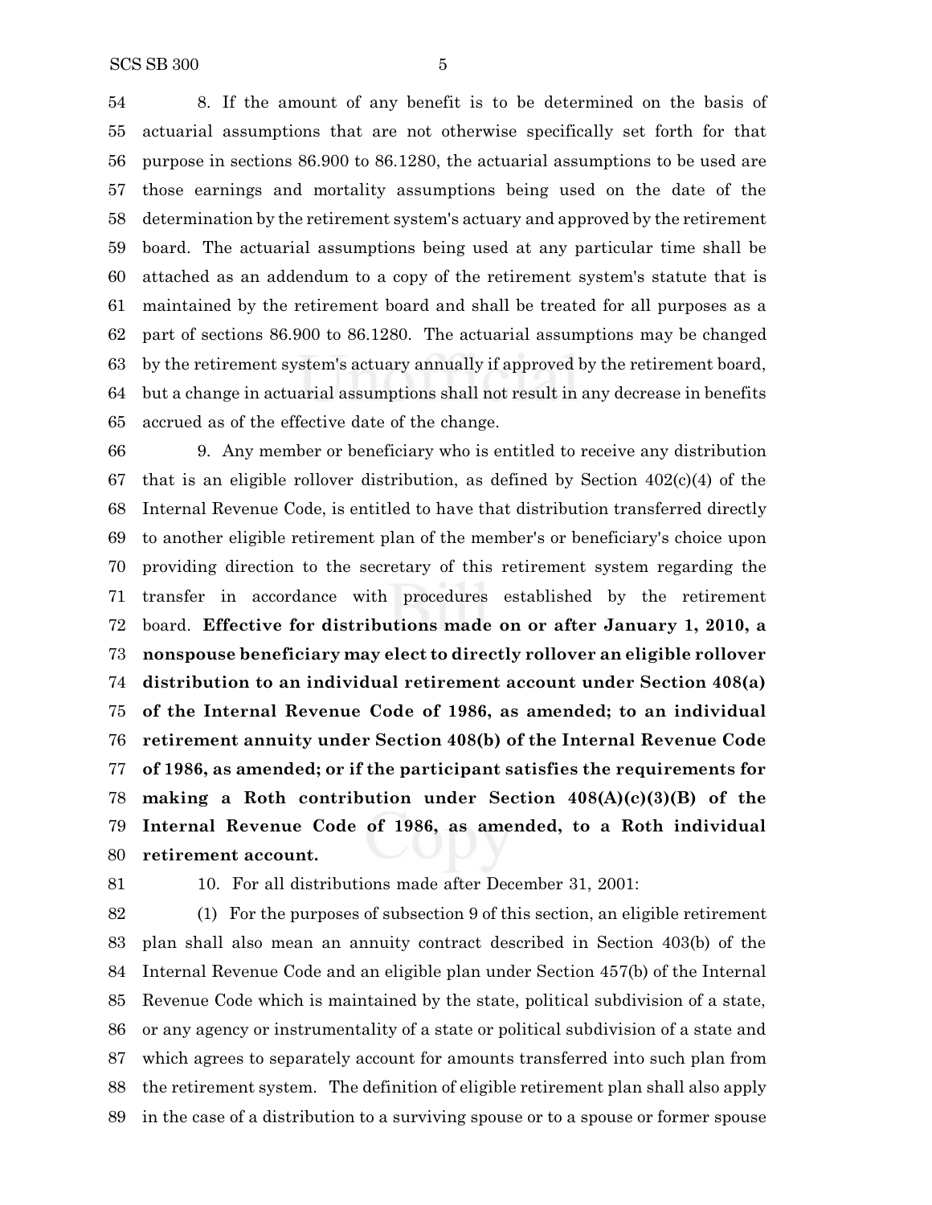8. If the amount of any benefit is to be determined on the basis of actuarial assumptions that are not otherwise specifically set forth for that purpose in sections 86.900 to 86.1280, the actuarial assumptions to be used are those earnings and mortality assumptions being used on the date of the determination by the retirement system's actuary and approved by the retirement board. The actuarial assumptions being used at any particular time shall be attached as an addendum to a copy of the retirement system's statute that is maintained by the retirement board and shall be treated for all purposes as a part of sections 86.900 to 86.1280. The actuarial assumptions may be changed by the retirement system's actuary annually if approved by the retirement board, but a change in actuarial assumptions shall not result in any decrease in benefits accrued as of the effective date of the change.

9. Any member or beneficiary who is entitled to receive any distribution that is an eligible rollover distribution, as defined by Section 402(c)(4) of the Internal Revenue Code, is entitled to have that distribution transferred directly to another eligible retirement plan of the member's or beneficiary's choice upon providing direction to the secretary of this retirement system regarding the transfer in accordance with procedures established by the retirement board. **Effective for distributions made on or after January 1, 2010, a nonspouse beneficiary may elect to directly rollover an eligible rollover distribution to an individual retirement account under Section 408(a) of the Internal Revenue Code of 1986, as amended; to an individual retirement annuity under Section 408(b) of the Internal Revenue Code of 1986, as amended; or if the participant satisfies the requirements for making a Roth contribution under Section 408(A)(c)(3)(B) of the Internal Revenue Code of 1986, as amended, to a Roth individual retirement account.**

10. For all distributions made after December 31, 2001:

(1) For the purposes of subsection 9 of this section, an eligible retirement plan shall also mean an annuity contract described in Section 403(b) of the Internal Revenue Code and an eligible plan under Section 457(b) of the Internal Revenue Code which is maintained by the state, political subdivision of a state, or any agency or instrumentality of a state or political subdivision of a state and which agrees to separately account for amounts transferred into such plan from the retirement system. The definition of eligible retirement plan shall also apply in the case of a distribution to a surviving spouse or to a spouse or former spouse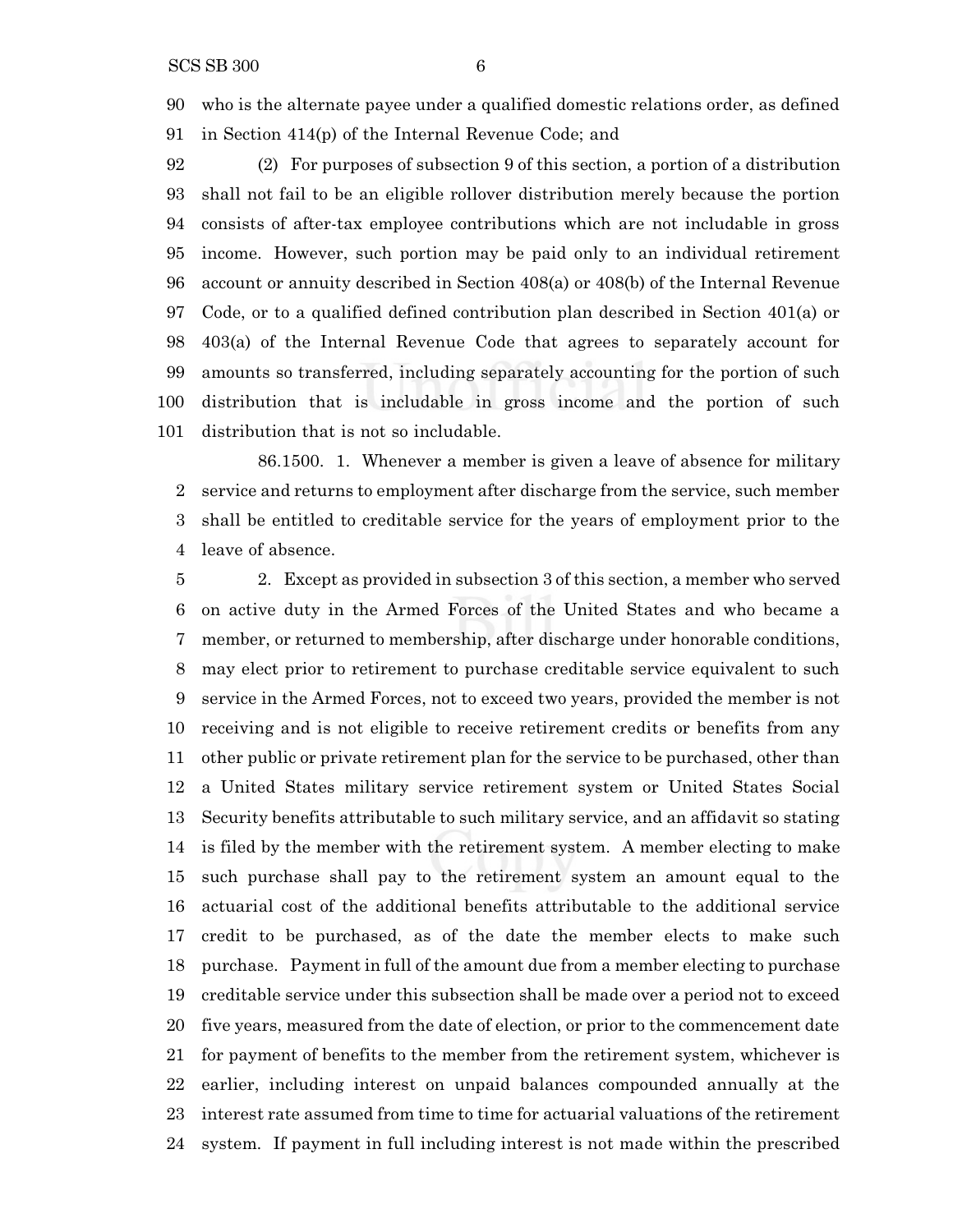who is the alternate payee under a qualified domestic relations order, as defined in Section 414(p) of the Internal Revenue Code; and

(2) For purposes of subsection 9 of this section, a portion of a distribution shall not fail to be an eligible rollover distribution merely because the portion consists of after-tax employee contributions which are not includable in gross income. However, such portion may be paid only to an individual retirement account or annuity described in Section 408(a) or 408(b) of the Internal Revenue Code, or to a qualified defined contribution plan described in Section 401(a) or 403(a) of the Internal Revenue Code that agrees to separately account for amounts so transferred, including separately accounting for the portion of such distribution that is includable in gross income and the portion of such distribution that is not so includable.

86.1500. 1. Whenever a member is given a leave of absence for military service and returns to employment after discharge from the service, such member shall be entitled to creditable service for the years of employment prior to the leave of absence.

2. Except as provided in subsection 3 of this section, a member who served on active duty in the Armed Forces of the United States and who became a member, or returned to membership, after discharge under honorable conditions, may elect prior to retirement to purchase creditable service equivalent to such service in the Armed Forces, not to exceed two years, provided the member is not receiving and is not eligible to receive retirement credits or benefits from any other public or private retirement plan for the service to be purchased, other than a United States military service retirement system or United States Social Security benefits attributable to such military service, and an affidavit so stating is filed by the member with the retirement system. A member electing to make such purchase shall pay to the retirement system an amount equal to the actuarial cost of the additional benefits attributable to the additional service credit to be purchased, as of the date the member elects to make such purchase. Payment in full of the amount due from a member electing to purchase creditable service under this subsection shall be made over a period not to exceed five years, measured from the date of election, or prior to the commencement date for payment of benefits to the member from the retirement system, whichever is earlier, including interest on unpaid balances compounded annually at the interest rate assumed from time to time for actuarial valuations of the retirement system. If payment in full including interest is not made within the prescribed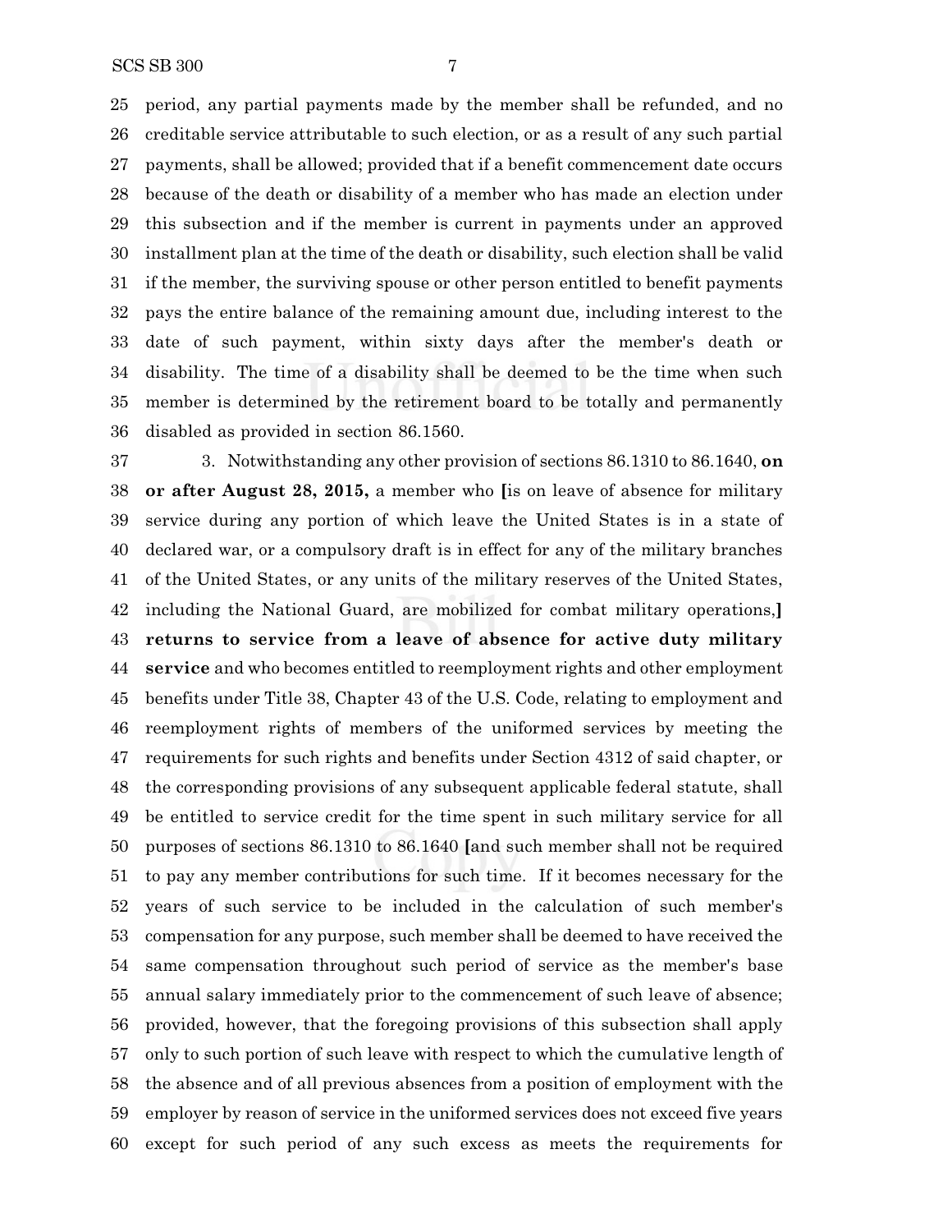period, any partial payments made by the member shall be refunded, and no creditable service attributable to such election, or as a result of any such partial payments, shall be allowed; provided that if a benefit commencement date occurs because of the death or disability of a member who has made an election under this subsection and if the member is current in payments under an approved installment plan at the time of the death or disability, such election shall be valid if the member, the surviving spouse or other person entitled to benefit payments pays the entire balance of the remaining amount due, including interest to the date of such payment, within sixty days after the member's death or disability. The time of a disability shall be deemed to be the time when such member is determined by the retirement board to be totally and permanently disabled as provided in section 86.1560.

3. Notwithstanding any other provision of sections 86.1310 to 86.1640, **on or after August 28, 2015,** a member who **[**is on leave of absence for military service during any portion of which leave the United States is in a state of declared war, or a compulsory draft is in effect for any of the military branches of the United States, or any units of the military reserves of the United States, including the National Guard, are mobilized for combat military operations,**]** **returns to service from a leave of absence for active duty military service** and who becomes entitled to reemployment rights and other employment benefits under Title 38, Chapter 43 of the U.S. Code, relating to employment and reemployment rights of members of the uniformed services by meeting the requirements for such rights and benefits under Section 4312 of said chapter, or the corresponding provisions of any subsequent applicable federal statute, shall be entitled to service credit for the time spent in such military service for all purposes of sections 86.1310 to 86.1640 **[**and such member shall not be required to pay any member contributions for such time. If it becomes necessary for the years of such service to be included in the calculation of such member's compensation for any purpose, such member shall be deemed to have received the same compensation throughout such period of service as the member's base annual salary immediately prior to the commencement of such leave of absence; provided, however, that the foregoing provisions of this subsection shall apply only to such portion of such leave with respect to which the cumulative length of the absence and of all previous absences from a position of employment with the employer by reason of service in the uniformed services does not exceed five years except for such period of any such excess as meets the requirements for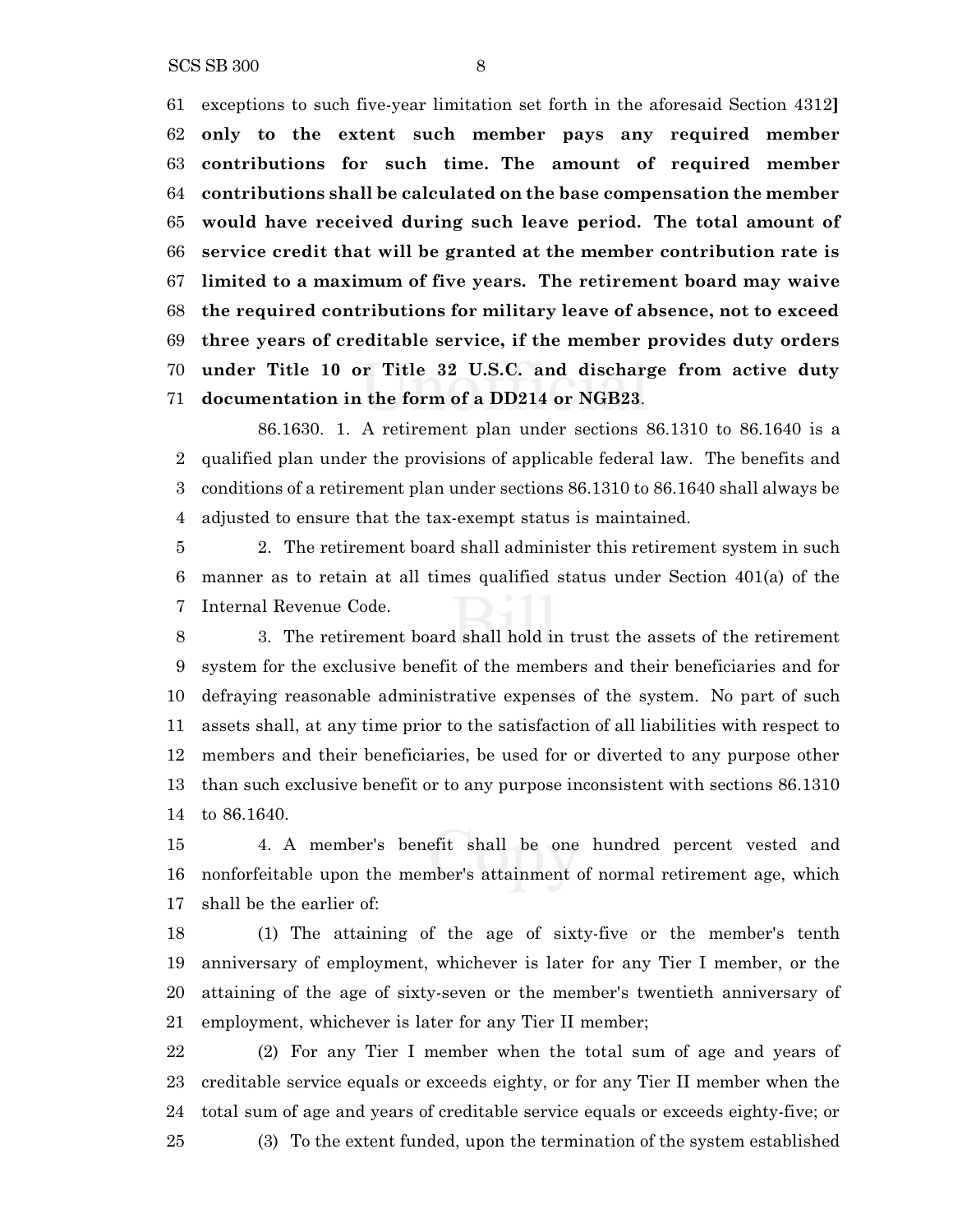exceptions to such five-year limitation set forth in the aforesaid Section 4312] **only to the extent such member pays any required member contributions for such time. The amount of required member contributions shall be calculated on the base compensation the member would have received during such leave period. The total amount of service credit that will be granted at the member contribution rate is limited to a maximum of five years. The retirement board may waive the required contributions for military leave of absence, not to exceed three years of creditable service, if the member provides duty orders under Title 10 or Title 32 U.S.C. and discharge from active duty documentation in the form of a DD214 or NGB23**.

86.1630. 1. A retirement plan under sections 86.1310 to 86.1640 is a qualified plan under the provisions of applicable federal law. The benefits and conditions of a retirement plan under sections 86.1310 to 86.1640 shall always be adjusted to ensure that the tax-exempt status is maintained.

2. The retirement board shall administer this retirement system in such manner as to retain at all times qualified status under Section 401(a) of the Internal Revenue Code.

3. The retirement board shall hold in trust the assets of the retirement system for the exclusive benefit of the members and their beneficiaries and for defraying reasonable administrative expenses of the system. No part of such assets shall, at any time prior to the satisfaction of all liabilities with respect to members and their beneficiaries, be used for or diverted to any purpose other than such exclusive benefit or to any purpose inconsistent with sections 86.1310 to 86.1640.

4. A member's benefit shall be one hundred percent vested and nonforfeitable upon the member's attainment of normal retirement age, which shall be the earlier of:

(1) The attaining of the age of sixty-five or the member's tenth anniversary of employment, whichever is later for any Tier I member, or the attaining of the age of sixty-seven or the member's twentieth anniversary of employment, whichever is later for any Tier II member;

(2) For any Tier I member when the total sum of age and years of creditable service equals or exceeds eighty, or for any Tier II member when the total sum of age and years of creditable service equals or exceeds eighty-five; or

(3) To the extent funded, upon the termination of the system established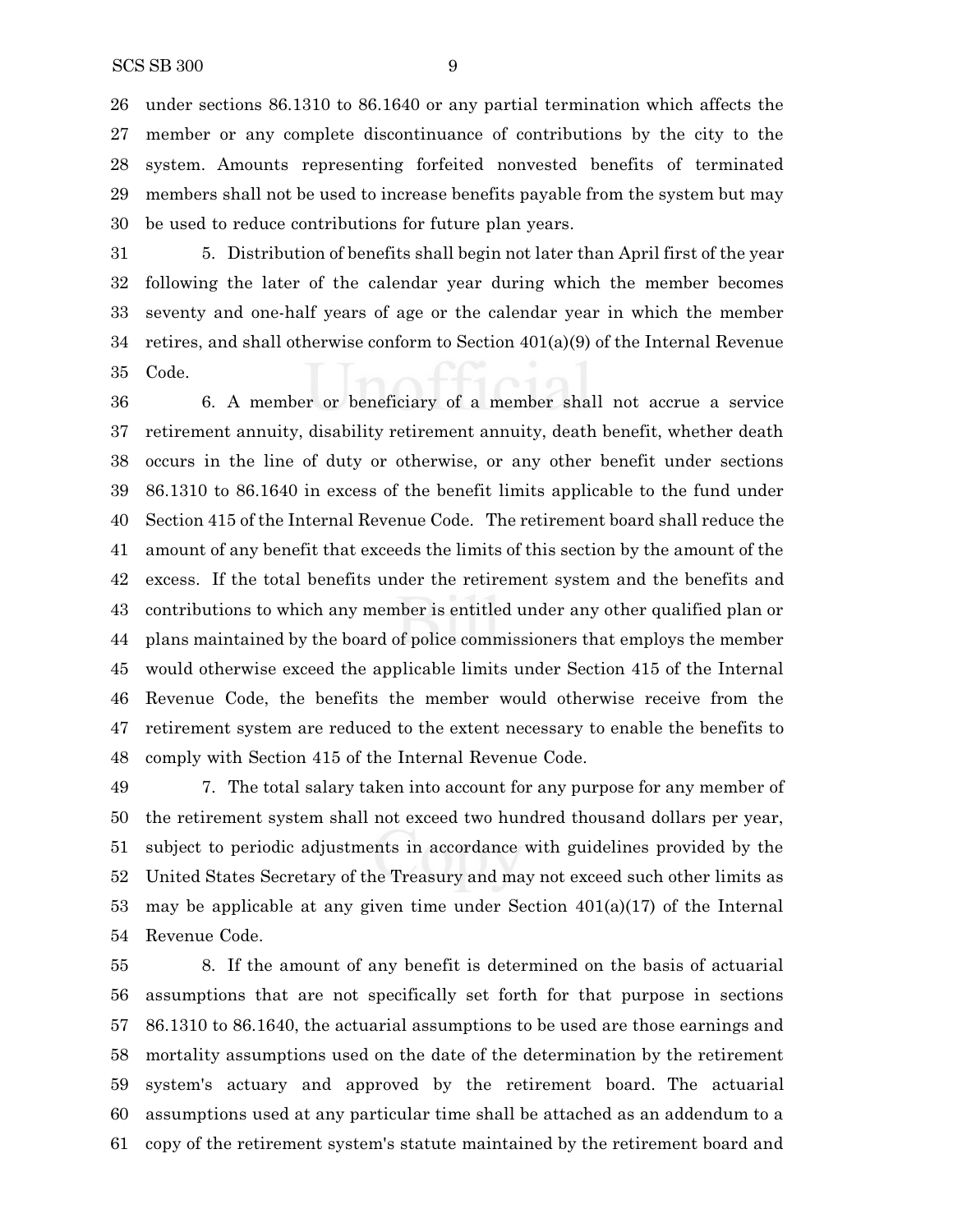under sections 86.1310 to 86.1640 or any partial termination which affects the member or any complete discontinuance of contributions by the city to the system. Amounts representing forfeited nonvested benefits of terminated members shall not be used to increase benefits payable from the system but may be used to reduce contributions for future plan years.

5. Distribution of benefits shall begin not later than April first of the year following the later of the calendar year during which the member becomes seventy and one-half years of age or the calendar year in which the member retires, and shall otherwise conform to Section 401(a)(9) of the Internal Revenue Code.

6. A member or beneficiary of a member shall not accrue a service retirement annuity, disability retirement annuity, death benefit, whether death occurs in the line of duty or otherwise, or any other benefit under sections 86.1310 to 86.1640 in excess of the benefit limits applicable to the fund under Section 415 of the Internal Revenue Code. The retirement board shall reduce the amount of any benefit that exceeds the limits of this section by the amount of the excess. If the total benefits under the retirement system and the benefits and contributions to which any member is entitled under any other qualified plan or plans maintained by the board of police commissioners that employs the member would otherwise exceed the applicable limits under Section 415 of the Internal Revenue Code, the benefits the member would otherwise receive from the retirement system are reduced to the extent necessary to enable the benefits to comply with Section 415 of the Internal Revenue Code.

7. The total salary taken into account for any purpose for any member of the retirement system shall not exceed two hundred thousand dollars per year, subject to periodic adjustments in accordance with guidelines provided by the United States Secretary of the Treasury and may not exceed such other limits as may be applicable at any given time under Section 401(a)(17) of the Internal Revenue Code.

8. If the amount of any benefit is determined on the basis of actuarial assumptions that are not specifically set forth for that purpose in sections 86.1310 to 86.1640, the actuarial assumptions to be used are those earnings and mortality assumptions used on the date of the determination by the retirement system's actuary and approved by the retirement board. The actuarial assumptions used at any particular time shall be attached as an addendum to a copy of the retirement system's statute maintained by the retirement board and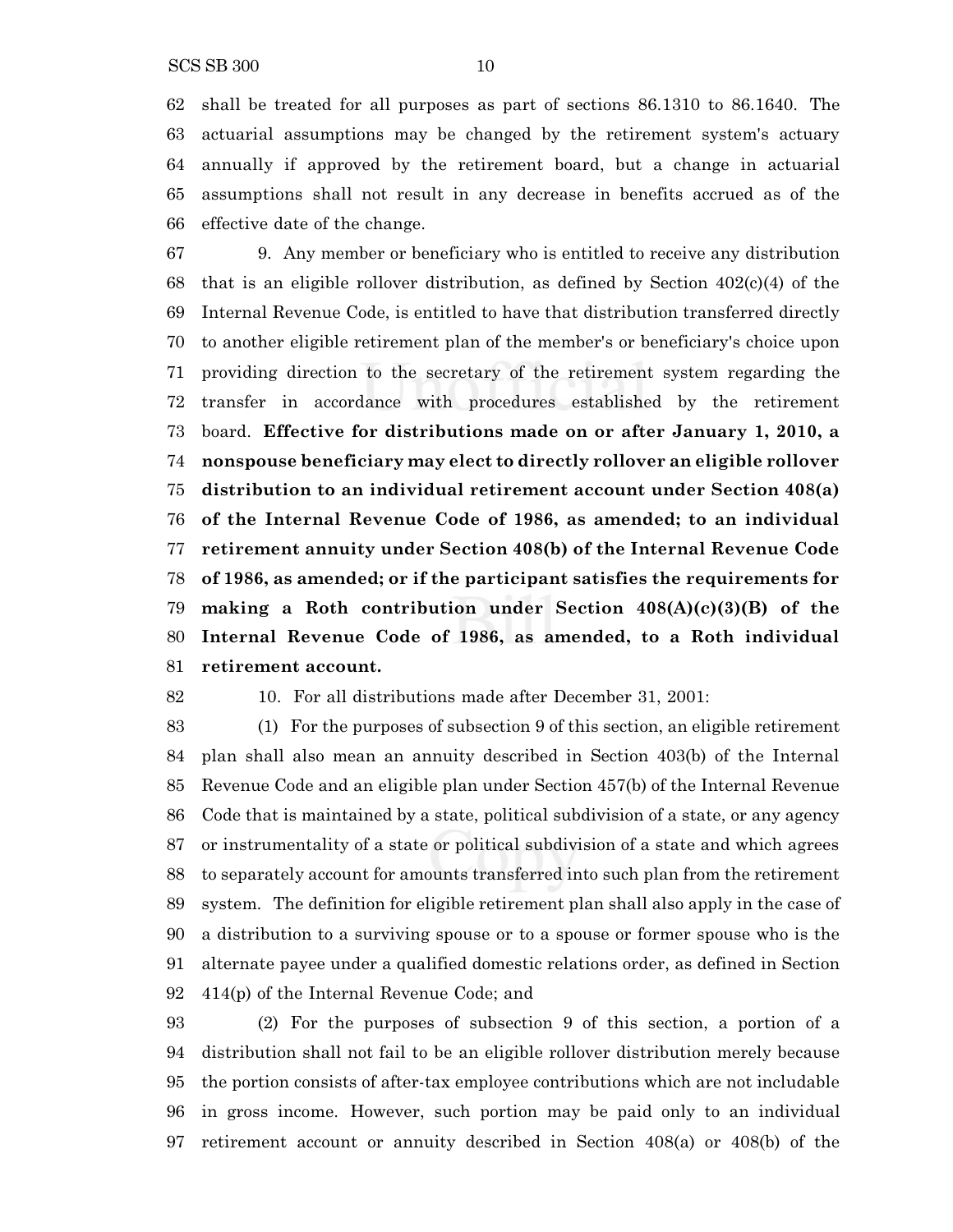shall be treated for all purposes as part of sections 86.1310 to 86.1640. The actuarial assumptions may be changed by the retirement system's actuary annually if approved by the retirement board, but a change in actuarial assumptions shall not result in any decrease in benefits accrued as of the effective date of the change.

9. Any member or beneficiary who is entitled to receive any distribution that is an eligible rollover distribution, as defined by Section 402(c)(4) of the Internal Revenue Code, is entitled to have that distribution transferred directly to another eligible retirement plan of the member's or beneficiary's choice upon providing direction to the secretary of the retirement system regarding the transfer in accordance with procedures established by the retirement board. **Effective for distributions made on or after January 1, 2010, a nonspouse beneficiary may elect to directly rollover an eligible rollover distribution to an individual retirement account under Section 408(a) of the Internal Revenue Code of 1986, as amended; to an individual retirement annuity under Section 408(b) of the Internal Revenue Code of 1986, as amended; or if the participant satisfies the requirements for making a Roth contribution under Section 408(A)(c)(3)(B) of the Internal Revenue Code of 1986, as amended, to a Roth individual retirement account.**

10. For all distributions made after December 31, 2001:

(1) For the purposes of subsection 9 of this section, an eligible retirement plan shall also mean an annuity described in Section 403(b) of the Internal Revenue Code and an eligible plan under Section 457(b) of the Internal Revenue Code that is maintained by a state, political subdivision of a state, or any agency or instrumentality of a state or political subdivision of a state and which agrees to separately account for amounts transferred into such plan from the retirement system. The definition for eligible retirement plan shall also apply in the case of a distribution to a surviving spouse or to a spouse or former spouse who is the alternate payee under a qualified domestic relations order, as defined in Section 414(p) of the Internal Revenue Code; and

(2) For the purposes of subsection 9 of this section, a portion of a distribution shall not fail to be an eligible rollover distribution merely because the portion consists of after-tax employee contributions which are not includable in gross income. However, such portion may be paid only to an individual retirement account or annuity described in Section 408(a) or 408(b) of the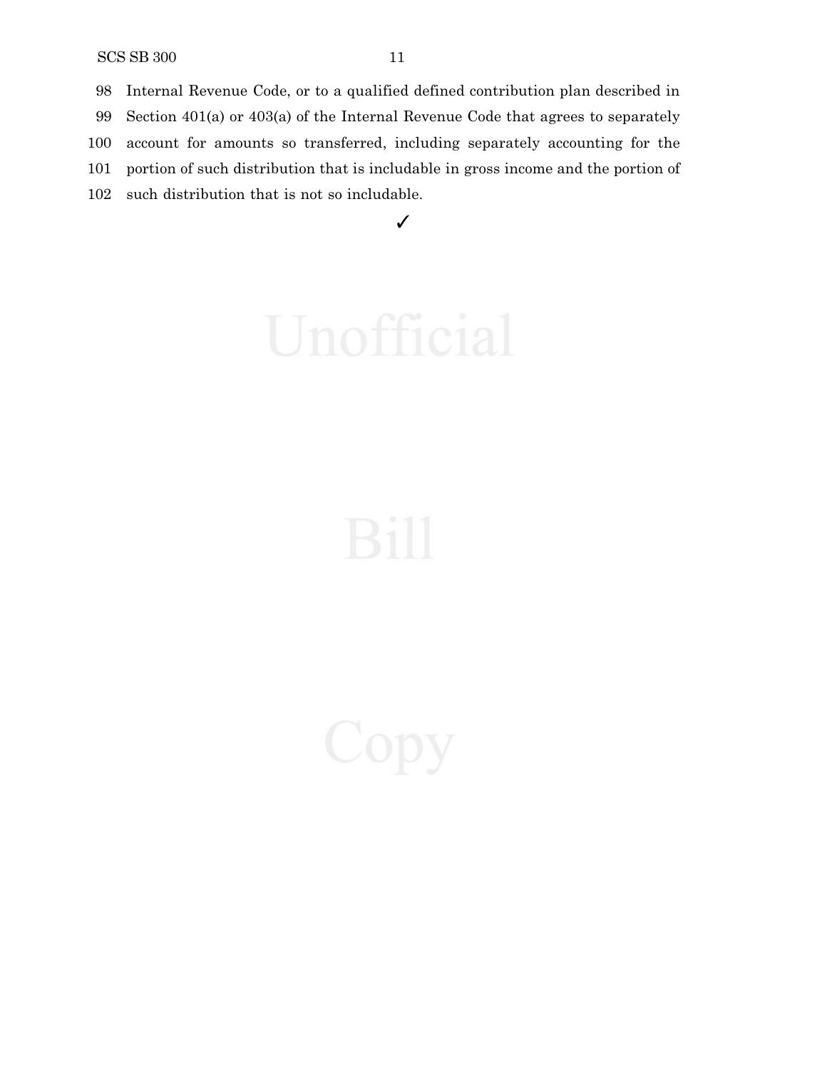98 Internal Revenue Code, or to a qualified defined contribution plan described in
99 Section 401(a) or 403(a) of the Internal Revenue Code that agrees to separately
100 account for amounts so transferred, including separately accounting for the
101 portion of such distribution that is includable in gross income and the portion of
102 such distribution that is not so includable.

✓